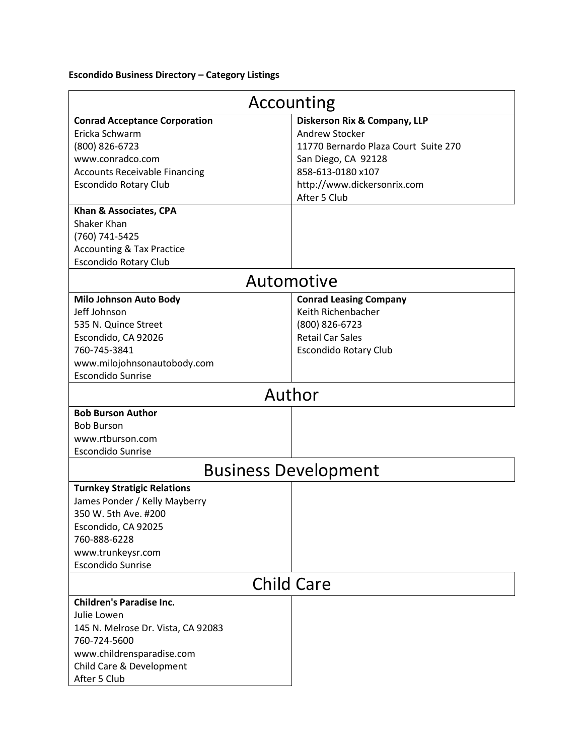**Escondido Business Directory – Category Listings**

## Accounting

**Conrad Acceptance Corporation**
Ericka Schwarm
(800) 826-6723
www.conradco.com
Accounts Receivable Financing
Escondido Rotary Club

**Diskerson Rix & Company, LLP**
Andrew Stocker
11770 Bernardo Plaza Court Suite 270
San Diego, CA 92128
858-613-0180 x107
http://www.dickersonrix.com
After 5 Club

**Khan & Associates, CPA**
Shaker Khan
(760) 741-5425
Accounting & Tax Practice
Escondido Rotary Club

## Automotive

**Milo Johnson Auto Body**
Jeff Johnson
535 N. Quince Street
Escondido, CA 92026
760-745-3841
www.milojohnsonautobody.com
Escondido Sunrise

**Conrad Leasing Company**
Keith Richenbacher
(800) 826-6723
Retail Car Sales
Escondido Rotary Club

## Author

**Bob Burson Author**
Bob Burson
www.rtburson.com
Escondido Sunrise

## Business Development

**Turnkey Stratigic Relations**
James Ponder / Kelly Mayberry
350 W. 5th Ave. #200
Escondido, CA 92025
760-888-6228
www.trunkeysr.com
Escondido Sunrise

## Child Care

**Children's Paradise Inc.**
Julie Lowen
145 N. Melrose Dr. Vista, CA 92083
760-724-5600
www.childrensparadise.com
Child Care & Development
After 5 Club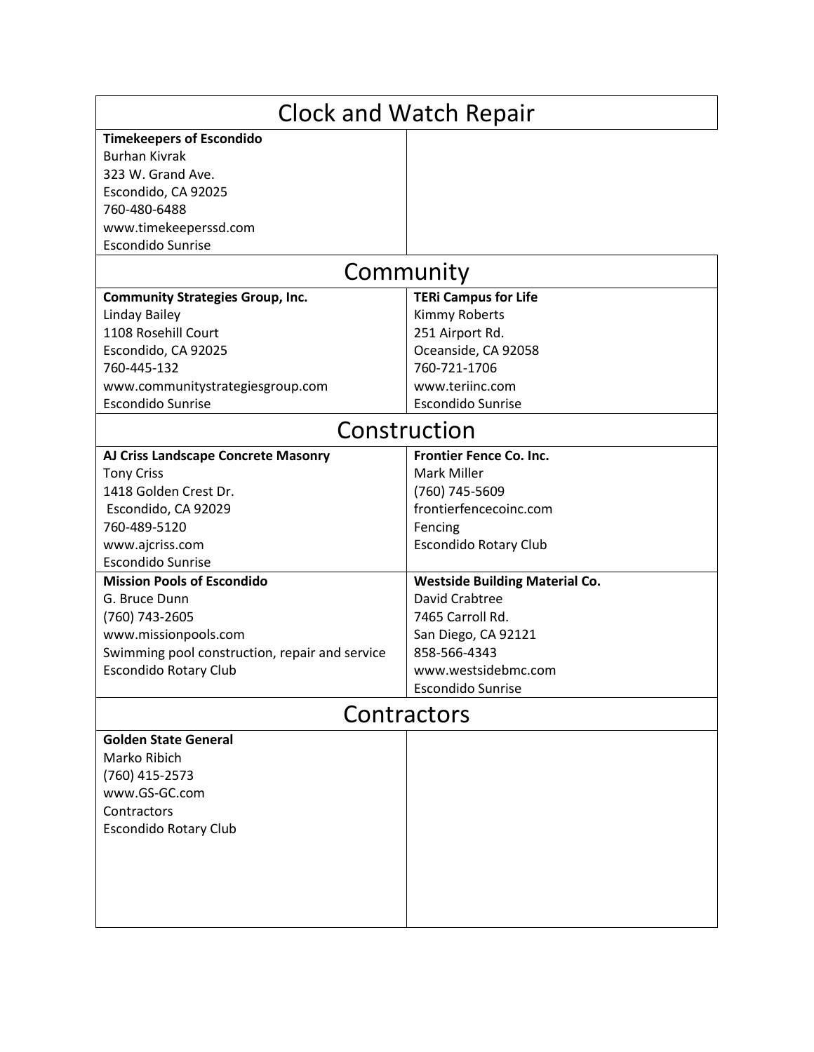## Clock and Watch Repair

**Timekeepers of Escondido**
Burhan Kivrak
323 W. Grand Ave.
Escondido, CA 92025
760-480-6488
www.timekeeperssd.com
Escondido Sunrise

## Community

**Community Strategies Group, Inc.**
Linday Bailey
1108 Rosehill Court
Escondido, CA 92025
760-445-132
www.communitystrategiesgroup.com
Escondido Sunrise

**TERi Campus for Life**
Kimmy Roberts
251 Airport Rd.
Oceanside, CA 92058
760-721-1706
www.teriinc.com
Escondido Sunrise

## Construction

**AJ Criss Landscape Concrete Masonry**
Tony Criss
1418 Golden Crest Dr.
Escondido, CA 92029
760-489-5120
www.ajcriss.com
Escondido Sunrise

**Frontier Fence Co. Inc.**
Mark Miller
(760) 745-5609
frontierfencecoinc.com
Fencing
Escondido Rotary Club

**Mission Pools of Escondido**
G. Bruce Dunn
(760) 743-2605
www.missionpools.com
Swimming pool construction, repair and service
Escondido Rotary Club

**Westside Building Material Co.**
David Crabtree
7465 Carroll Rd.
San Diego, CA 92121
858-566-4343
www.westsidebmc.com
Escondido Sunrise

## Contractors

**Golden State General**
Marko Ribich
(760) 415-2573
www.GS-GC.com
Contractors
Escondido Rotary Club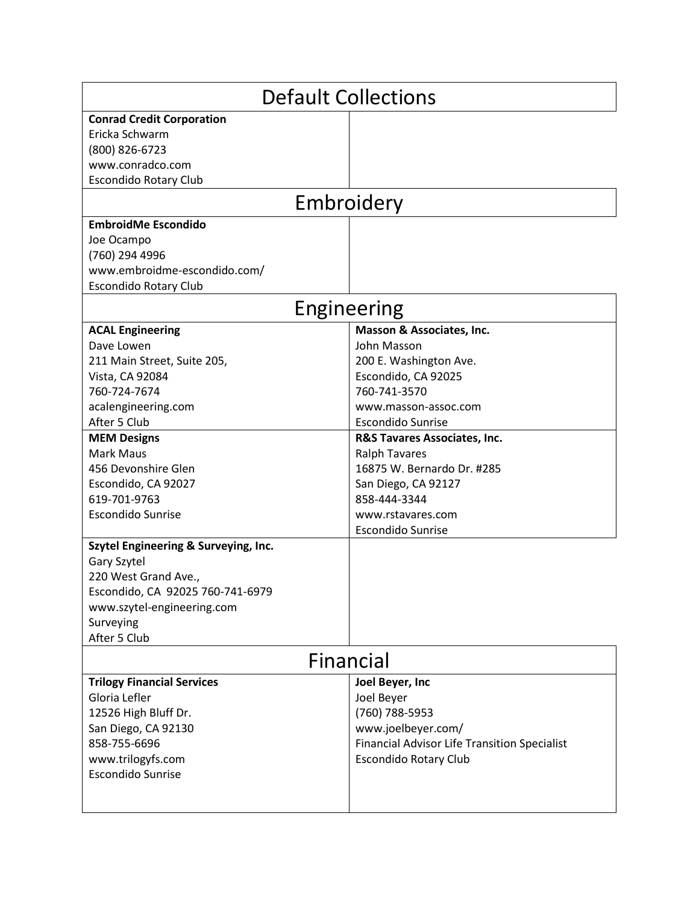## Default Collections

| | |
|---|---|
| **Conrad Credit Corporation**<br>Ericka Schwarm<br>(800) 826-6723<br>www.conradco.com<br>Escondido Rotary Club | |

## Embroidery

| | |
|---|---|
| **EmbroidMe Escondido**<br>Joe Ocampo<br>(760) 294 4996<br>www.embroidme-escondido.com/<br>Escondido Rotary Club | |

## Engineering

| | |
|---|---|
| **ACAL Engineering**<br>Dave Lowen<br>211 Main Street, Suite 205,<br>Vista, CA 92084<br>760-724-7674<br>acalengineering.com<br>After 5 Club | **Masson & Associates, Inc.**<br>John Masson<br>200 E. Washington Ave.<br>Escondido, CA 92025<br>760-741-3570<br>www.masson-assoc.com<br>Escondido Sunrise |
| **MEM Designs**<br>Mark Maus<br>456 Devonshire Glen<br>Escondido, CA 92027<br>619-701-9763<br>Escondido Sunrise | **R&S Tavares Associates, Inc.**<br>Ralph Tavares<br>16875 W. Bernardo Dr. #285<br>San Diego, CA 92127<br>858-444-3344<br>www.rstavares.com<br>Escondido Sunrise |
| **Szytel Engineering & Surveying, Inc.**<br>Gary Szytel<br>220 West Grand Ave.,<br>Escondido, CA 92025 760-741-6979<br>www.szytel-engineering.com<br>Surveying<br>After 5 Club | |

## Financial

| | |
|---|---|
| **Trilogy Financial Services**<br>Gloria Lefler<br>12526 High Bluff Dr.<br>San Diego, CA 92130<br>858-755-6696<br>www.trilogyfs.com<br>Escondido Sunrise | **Joel Beyer, Inc**<br>Joel Beyer<br>(760) 788-5953<br>www.joelbeyer.com/<br>Financial Advisor Life Transition Specialist<br>Escondido Rotary Club |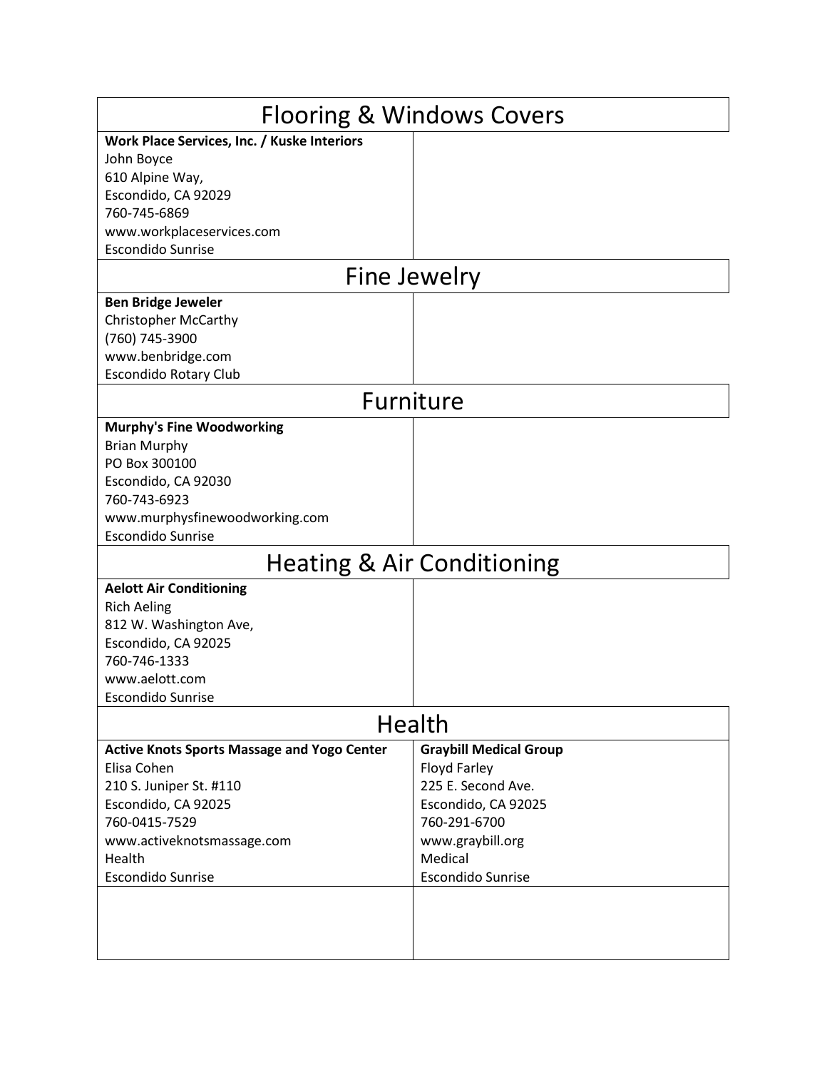## Flooring & Windows Covers

**Work Place Services, Inc. / Kuske Interiors**
John Boyce
610 Alpine Way,
Escondido, CA 92029
760-745-6869
www.workplaceservices.com
Escondido Sunrise

## Fine Jewelry

**Ben Bridge Jeweler**
Christopher McCarthy
(760) 745-3900
www.benbridge.com
Escondido Rotary Club

## Furniture

**Murphy's Fine Woodworking**
Brian Murphy
PO Box 300100
Escondido, CA 92030
760-743-6923
www.murphysfinewoodworking.com
Escondido Sunrise

## Heating & Air Conditioning

**Aelott Air Conditioning**
Rich Aeling
812 W. Washington Ave,
Escondido, CA 92025
760-746-1333
www.aelott.com
Escondido Sunrise

## Health

**Active Knots Sports Massage and Yogo Center**
Elisa Cohen
210 S. Juniper St. #110
Escondido, CA 92025
760-0415-7529
www.activeknotsmassage.com
Health
Escondido Sunrise

**Graybill Medical Group**
Floyd Farley
225 E. Second Ave.
Escondido, CA 92025
760-291-6700
www.graybill.org
Medical
Escondido Sunrise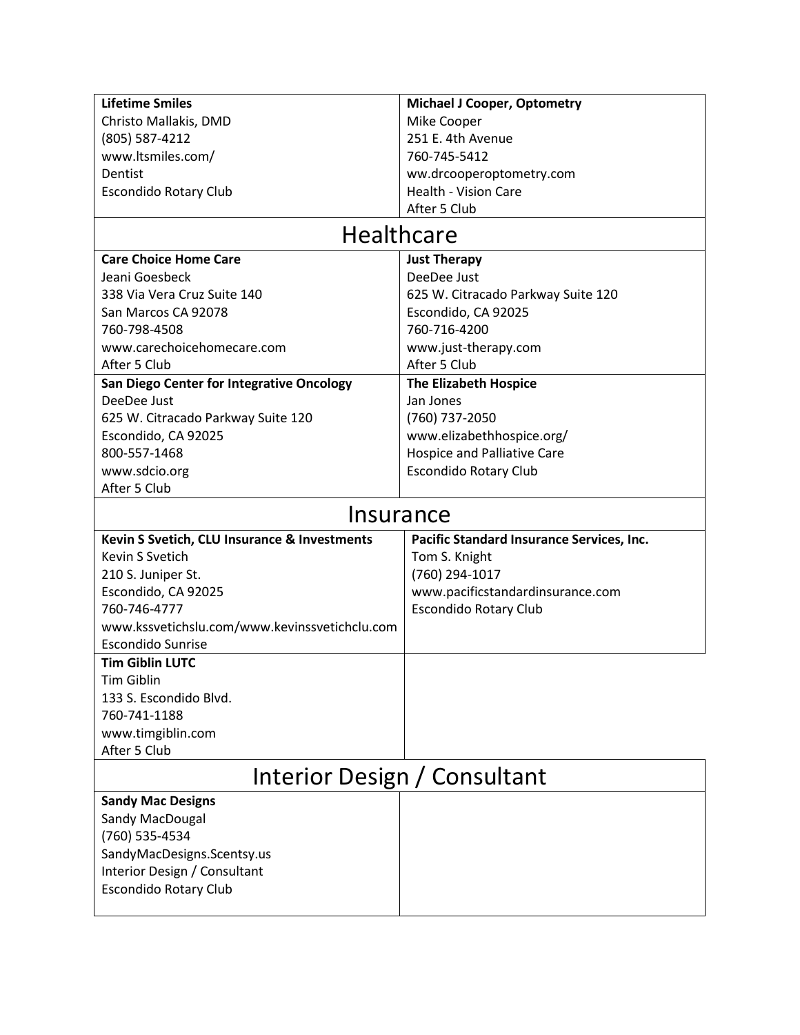| **Lifetime Smiles**<br>Christo Mallakis, DMD<br>(805) 587-4212<br>www.ltsmiles.com/<br>Dentist<br>Escondido Rotary Club | **Michael J Cooper, Optometry**<br>Mike Cooper<br>251 E. 4th Avenue<br>760-745-5412<br>ww.drcooperoptometry.com<br>Health - Vision Care<br>After 5 Club |
|---|---|

## Healthcare

| **Care Choice Home Care**<br>Jeani Goesbeck<br>338 Via Vera Cruz Suite 140<br>San Marcos CA 92078<br>760-798-4508<br>www.carechoicehomecare.com<br>After 5 Club | **Just Therapy**<br>DeeDee Just<br>625 W. Citracado Parkway Suite 120<br>Escondido, CA 92025<br>760-716-4200<br>www.just-therapy.com<br>After 5 Club |
|---|---|
| **San Diego Center for Integrative Oncology**<br>DeeDee Just<br>625 W. Citracado Parkway Suite 120<br>Escondido, CA 92025<br>800-557-1468<br>www.sdcio.org<br>After 5 Club | **The Elizabeth Hospice**<br>Jan Jones<br>(760) 737-2050<br>www.elizabethhospice.org/<br>Hospice and Palliative Care<br>Escondido Rotary Club |

## Insurance

| **Kevin S Svetich, CLU Insurance & Investments**<br>Kevin S Svetich<br>210 S. Juniper St.<br>Escondido, CA 92025<br>760-746-4777<br>www.kssvetichslu.com/www.kevinssvetichclu.com<br>Escondido Sunrise | **Pacific Standard Insurance Services, Inc.**<br>Tom S. Knight<br>(760) 294-1017<br>www.pacificstandardinsurance.com<br>Escondido Rotary Club |
|---|---|
| **Tim Giblin LUTC**<br>Tim Giblin<br>133 S. Escondido Blvd.<br>760-741-1188<br>www.timgiblin.com<br>After 5 Club | |

## Interior Design / Consultant

| **Sandy Mac Designs**<br>Sandy MacDougal<br>(760) 535-4534<br>SandyMacDesigns.Scentsy.us<br>Interior Design / Consultant<br>Escondido Rotary Club | |
|---|---|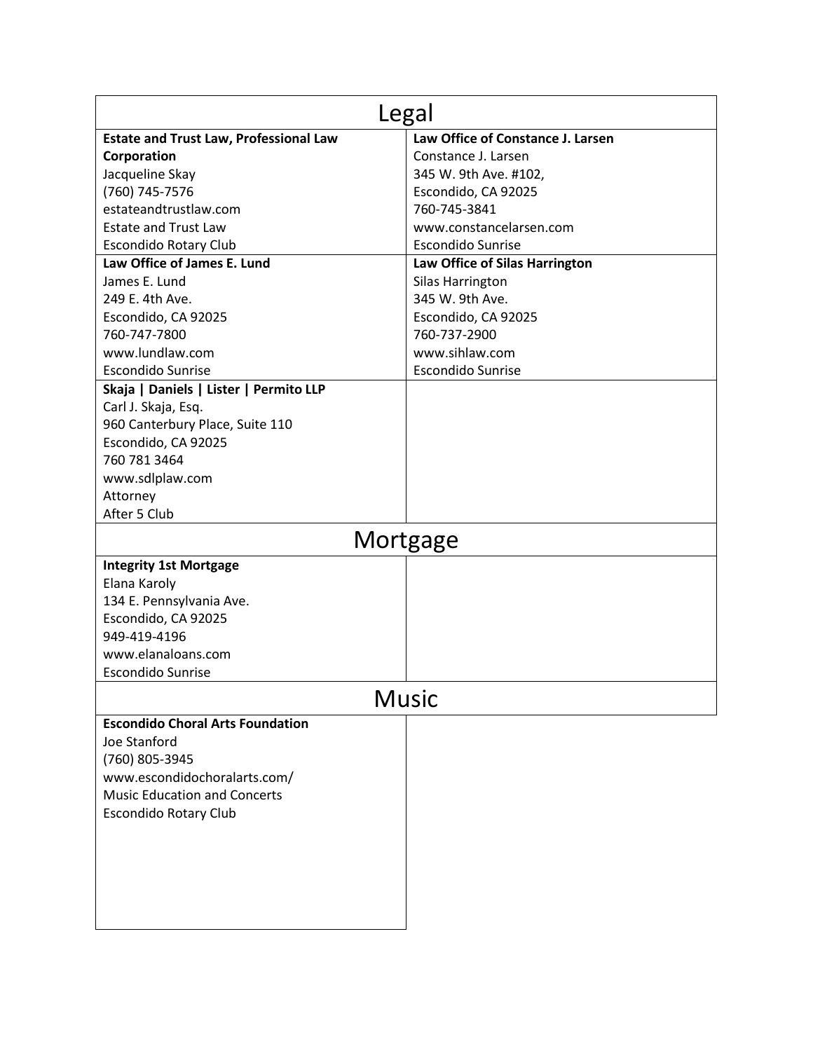| Legal | |
|---|---|
| **Estate and Trust Law, Professional Law Corporation**<br>Jacqueline Skay<br>(760) 745-7576<br>estateandtrustlaw.com<br>Estate and Trust Law<br>Escondido Rotary Club | **Law Office of Constance J. Larsen**<br>Constance J. Larsen<br>345 W. 9th Ave. #102,<br>Escondido, CA 92025<br>760-745-3841<br>www.constancelarsen.com<br>Escondido Sunrise |
| **Law Office of James E. Lund**<br>James E. Lund<br>249 E. 4th Ave.<br>Escondido, CA 92025<br>760-747-7800<br>www.lundlaw.com<br>Escondido Sunrise | **Law Office of Silas Harrington**<br>Silas Harrington<br>345 W. 9th Ave.<br>Escondido, CA 92025<br>760-737-2900<br>www.sihlaw.com<br>Escondido Sunrise |
| **Skaja \| Daniels \| Lister \| Permito LLP**<br>Carl J. Skaja, Esq.<br>960 Canterbury Place, Suite 110<br>Escondido, CA 92025<br>760 781 3464<br>www.sdlplaw.com<br>Attorney<br>After 5 Club | |

| Mortgage | |
|---|---|
| **Integrity 1st Mortgage**<br>Elana Karoly<br>134 E. Pennsylvania Ave.<br>Escondido, CA 92025<br>949-419-4196<br>www.elanaloans.com<br>Escondido Sunrise | |

| Music | |
|---|---|
| **Escondido Choral Arts Foundation**<br>Joe Stanford<br>(760) 805-3945<br>www.escondidochoralarts.com/<br>Music Education and Concerts<br>Escondido Rotary Club | |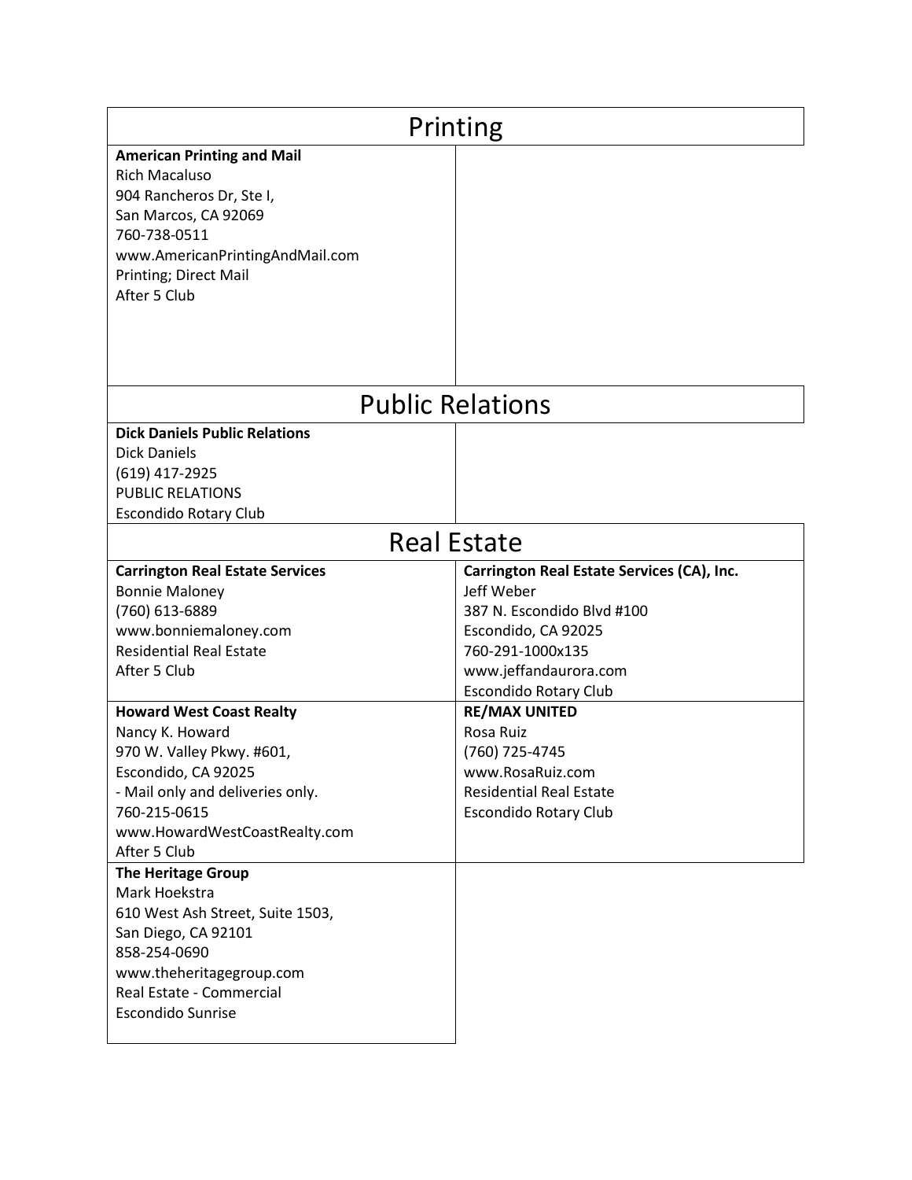# Printing

| | |
|---|---|
| **American Printing and Mail**<br>Rich Macaluso<br>904 Rancheros Dr, Ste I,<br>San Marcos, CA 92069<br>760-738-0511<br>www.AmericanPrintingAndMail.com<br>Printing; Direct Mail<br>After 5 Club | |

# Public Relations

| | |
|---|---|
| **Dick Daniels Public Relations**<br>Dick Daniels<br>(619) 417-2925<br>PUBLIC RELATIONS<br>Escondido Rotary Club | |

# Real Estate

| | |
|---|---|
| **Carrington Real Estate Services**<br>Bonnie Maloney<br>(760) 613-6889<br>www.bonniemaloney.com<br>Residential Real Estate<br>After 5 Club | **Carrington Real Estate Services (CA), Inc.**<br>Jeff Weber<br>387 N. Escondido Blvd #100<br>Escondido, CA 92025<br>760-291-1000x135<br>www.jeffandaurora.com<br>Escondido Rotary Club |
| **Howard West Coast Realty**<br>Nancy K. Howard<br>970 W. Valley Pkwy. #601,<br>Escondido, CA 92025<br>- Mail only and deliveries only.<br>760-215-0615<br>www.HowardWestCoastRealty.com<br>After 5 Club | **RE/MAX UNITED**<br>Rosa Ruiz<br>(760) 725-4745<br>www.RosaRuiz.com<br>Residential Real Estate<br>Escondido Rotary Club |
| **The Heritage Group**<br>Mark Hoekstra<br>610 West Ash Street, Suite 1503,<br>San Diego, CA 92101<br>858-254-0690<br>www.theheritagegroup.com<br>Real Estate - Commercial<br>Escondido Sunrise | |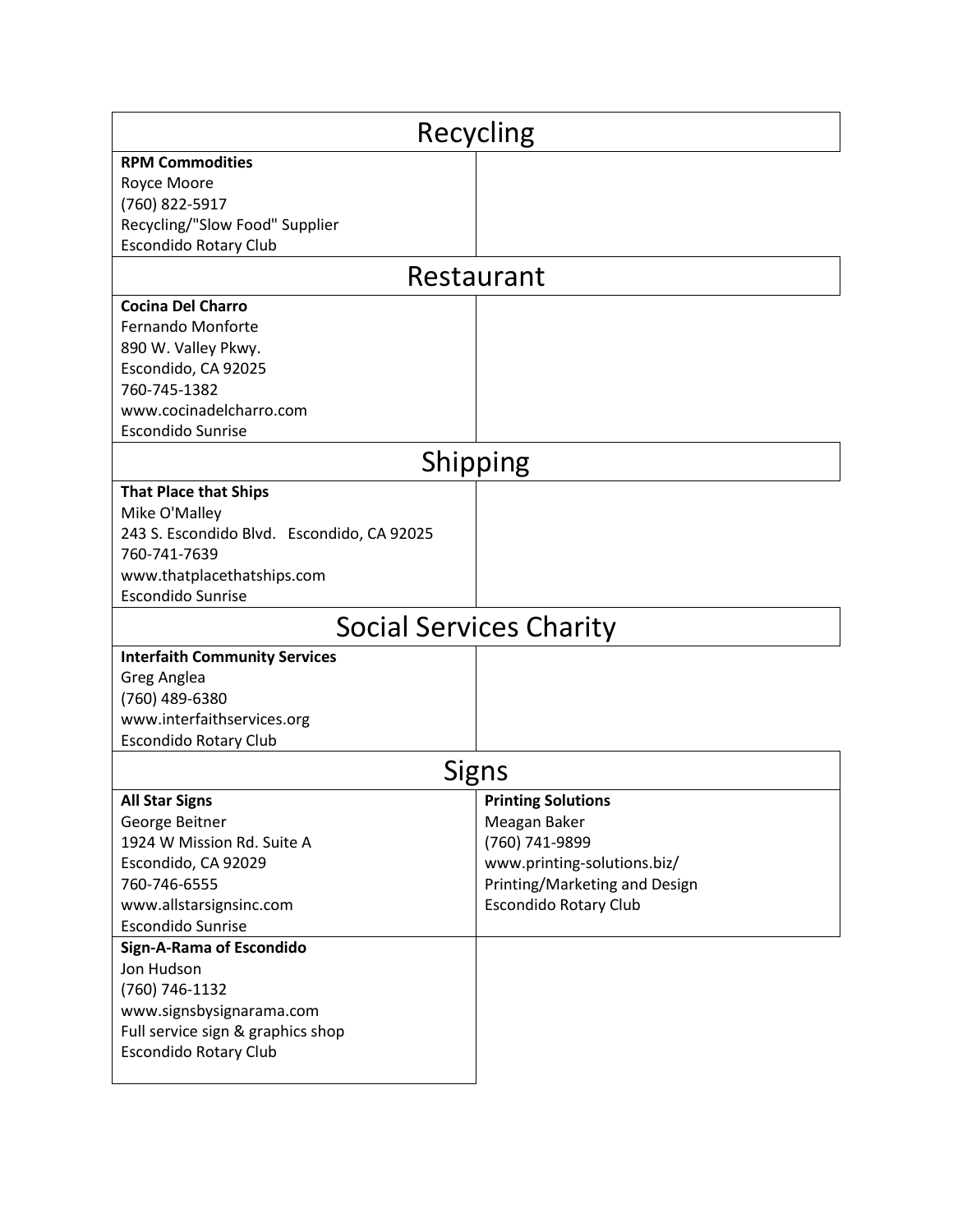## Recycling

**RPM Commodities**
Royce Moore
(760) 822-5917
Recycling/"Slow Food" Supplier
Escondido Rotary Club

## Restaurant

**Cocina Del Charro**
Fernando Monforte
890 W. Valley Pkwy.
Escondido, CA 92025
760-745-1382
www.cocinadelcharro.com
Escondido Sunrise

## Shipping

**That Place that Ships**
Mike O'Malley
243 S. Escondido Blvd. Escondido, CA 92025
760-741-7639
www.thatplacethatships.com
Escondido Sunrise

## Social Services Charity

**Interfaith Community Services**
Greg Anglea
(760) 489-6380
www.interfaithservices.org
Escondido Rotary Club

## Signs

**All Star Signs**
George Beitner
1924 W Mission Rd. Suite A
Escondido, CA 92029
760-746-6555
www.allstarsignsinc.com
Escondido Sunrise

**Printing Solutions**
Meagan Baker
(760) 741-9899
www.printing-solutions.biz/
Printing/Marketing and Design
Escondido Rotary Club

**Sign-A-Rama of Escondido**
Jon Hudson
(760) 746-1132
www.signsbysignarama.com
Full service sign & graphics shop
Escondido Rotary Club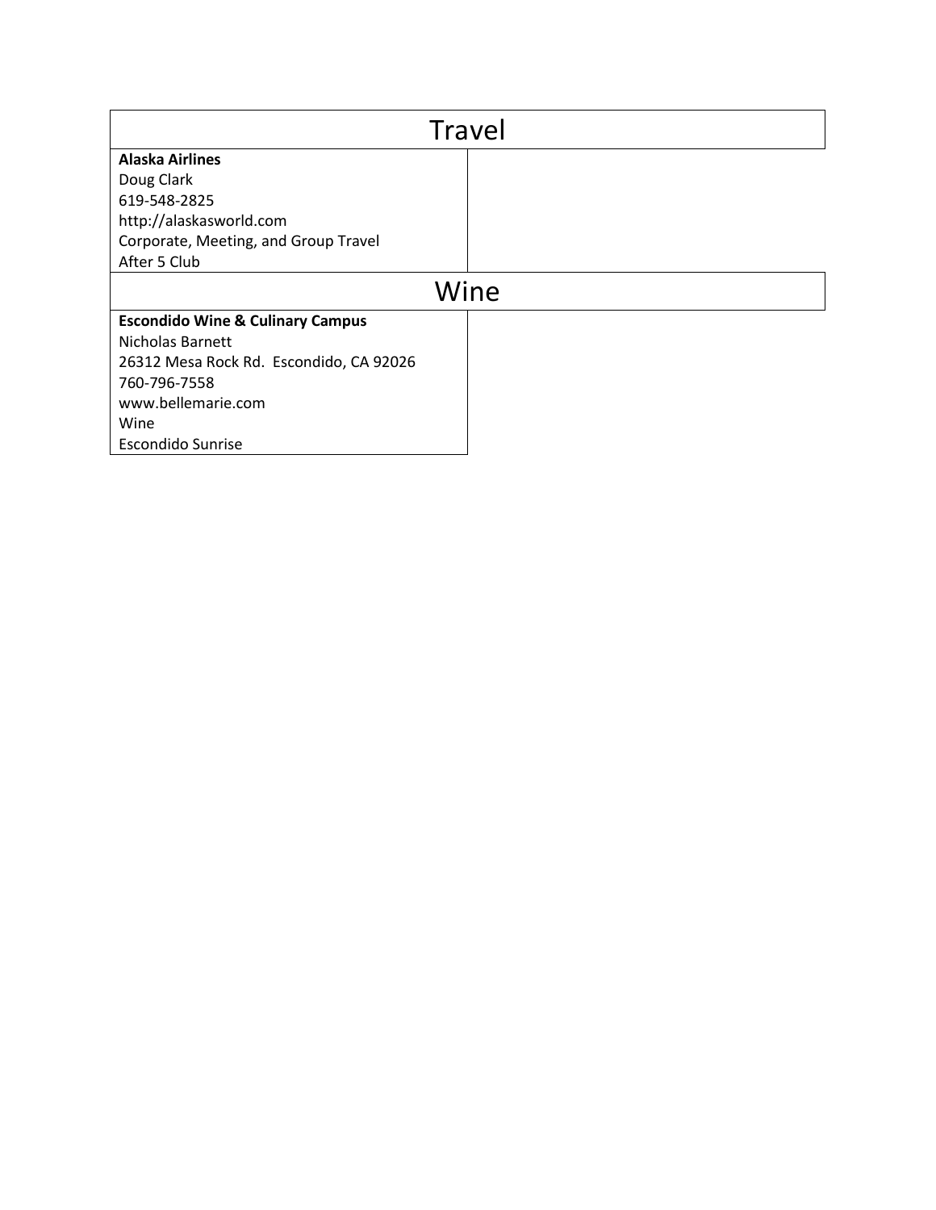# Travel

**Alaska Airlines**
Doug Clark
619-548-2825
http://alaskasworld.com
Corporate, Meeting, and Group Travel
After 5 Club

# Wine

**Escondido Wine & Culinary Campus**
Nicholas Barnett
26312 Mesa Rock Rd.  Escondido, CA 92026
760-796-7558
www.bellemarie.com
Wine
Escondido Sunrise